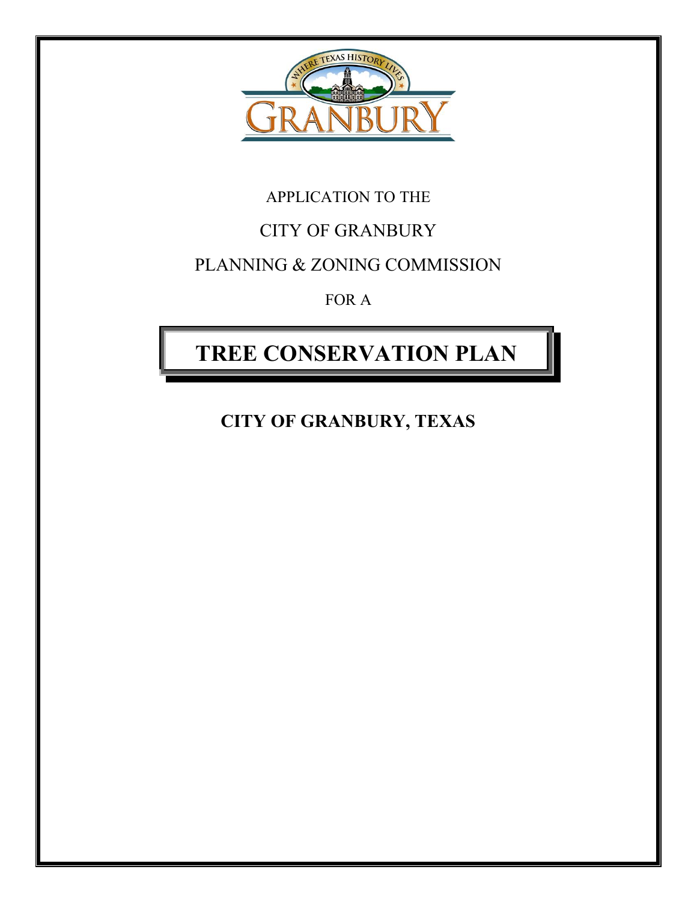APPLICATION TO THE

CITY OF GRANBURY

PLANNING & ZONING COMMISSION

FOR A

# TREE CONSERVATION PLAN

**CITY OF GRANBURY, TEXAS**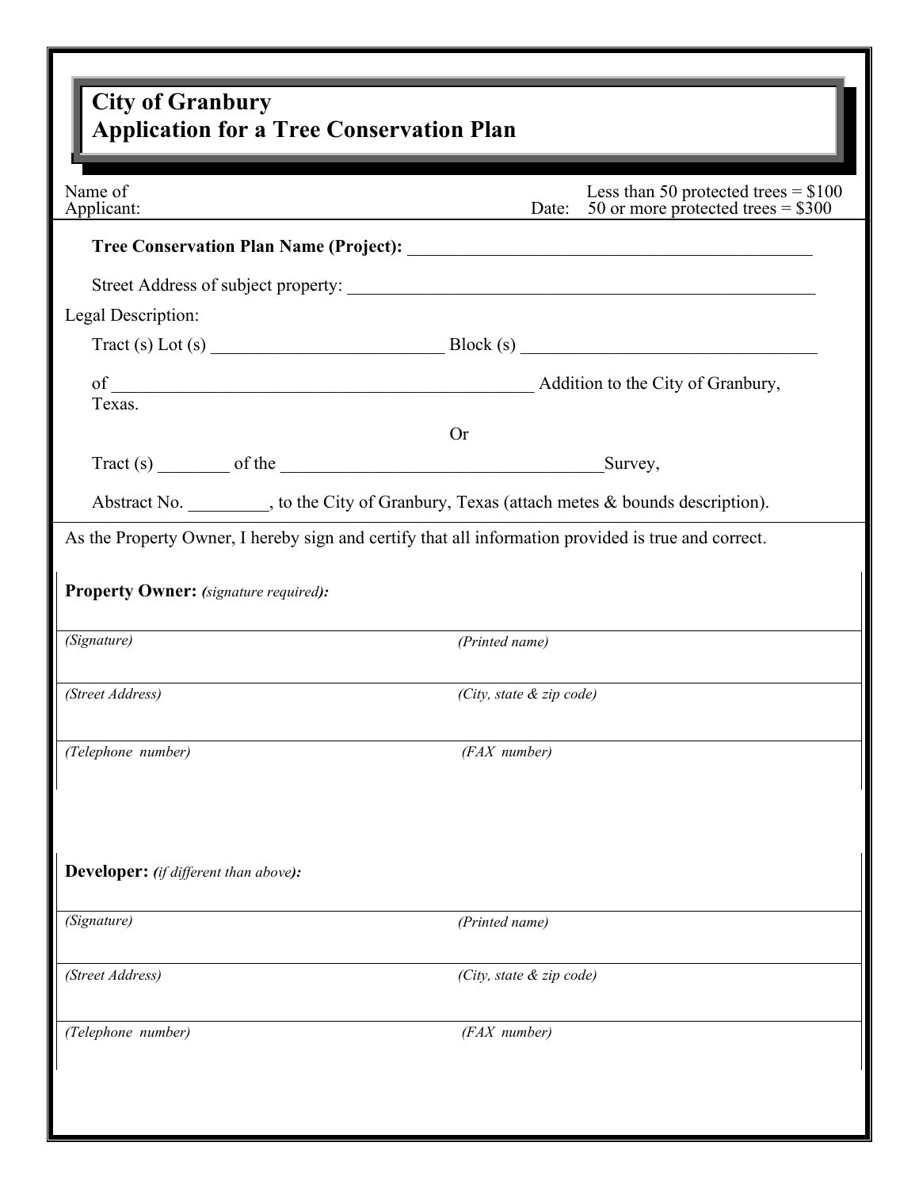# City of Granbury
# Application for a Tree Conservation Plan

| Name of Applicant: | Date: | Less than 50 protected trees = $100<br>50 or more protected trees = $300 |
|---|---|---|

**Tree Conservation Plan Name (Project):** _______________________________________________

Street Address of subject property: _______________________________________________________

Legal Description:

Tract (s) Lot (s) __________________________ Block (s) __________________________________

of ________________________________________________ Addition to the City of Granbury, Texas.

Or

Tract (s) ________ of the ____________________________________Survey,

Abstract No. _________, to the City of Granbury, Texas (attach metes & bounds description).

As the Property Owner, I hereby sign and certify that all information provided is true and correct.

**Property Owner:** *(signature required):*

| *(Signature)* | *(Printed name)* |
|---|---|
| *(Street Address)* | *(City, state & zip code)* |
| *(Telephone number)* | *(FAX number)* |

**Developer:** *(if different than above):*

| *(Signature)* | *(Printed name)* |
|---|---|
| *(Street Address)* | *(City, state & zip code)* |
| *(Telephone number)* | *(FAX number)* |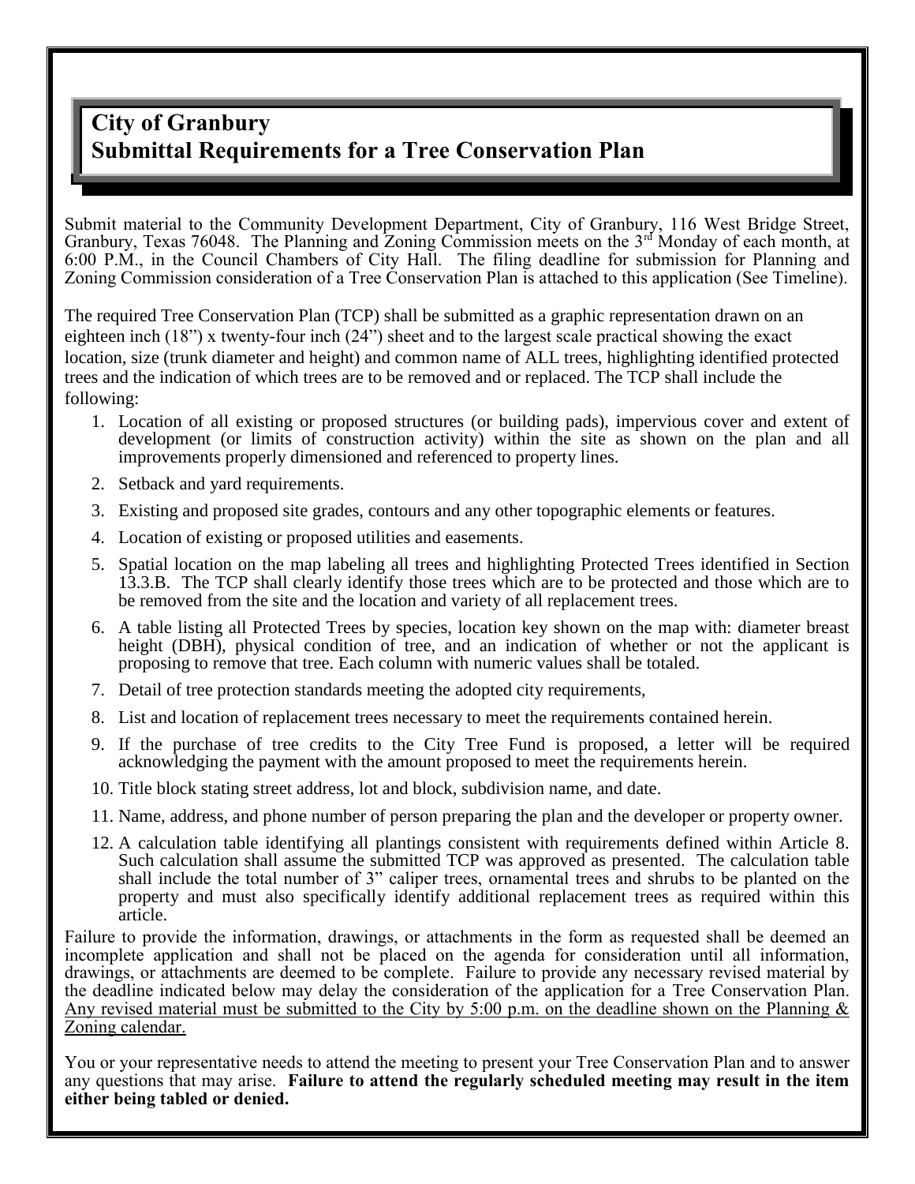# City of Granbury
# Submittal Requirements for a Tree Conservation Plan

Submit material to the Community Development Department, City of Granbury, 116 West Bridge Street, Granbury, Texas 76048. The Planning and Zoning Commission meets on the 3rd Monday of each month, at 6:00 P.M., in the Council Chambers of City Hall. The filing deadline for submission for Planning and Zoning Commission consideration of a Tree Conservation Plan is attached to this application (See Timeline).

The required Tree Conservation Plan (TCP) shall be submitted as a graphic representation drawn on an eighteen inch (18") x twenty-four inch (24") sheet and to the largest scale practical showing the exact location, size (trunk diameter and height) and common name of ALL trees, highlighting identified protected trees and the indication of which trees are to be removed and or replaced. The TCP shall include the following:

1. Location of all existing or proposed structures (or building pads), impervious cover and extent of development (or limits of construction activity) within the site as shown on the plan and all improvements properly dimensioned and referenced to property lines.
2. Setback and yard requirements.
3. Existing and proposed site grades, contours and any other topographic elements or features.
4. Location of existing or proposed utilities and easements.
5. Spatial location on the map labeling all trees and highlighting Protected Trees identified in Section 13.3.B. The TCP shall clearly identify those trees which are to be protected and those which are to be removed from the site and the location and variety of all replacement trees.
6. A table listing all Protected Trees by species, location key shown on the map with: diameter breast height (DBH), physical condition of tree, and an indication of whether or not the applicant is proposing to remove that tree. Each column with numeric values shall be totaled.
7. Detail of tree protection standards meeting the adopted city requirements,
8. List and location of replacement trees necessary to meet the requirements contained herein.
9. If the purchase of tree credits to the City Tree Fund is proposed, a letter will be required acknowledging the payment with the amount proposed to meet the requirements herein.
10. Title block stating street address, lot and block, subdivision name, and date.
11. Name, address, and phone number of person preparing the plan and the developer or property owner.
12. A calculation table identifying all plantings consistent with requirements defined within Article 8. Such calculation shall assume the submitted TCP was approved as presented. The calculation table shall include the total number of 3" caliper trees, ornamental trees and shrubs to be planted on the property and must also specifically identify additional replacement trees as required within this article.

Failure to provide the information, drawings, or attachments in the form as requested shall be deemed an incomplete application and shall not be placed on the agenda for consideration until all information, drawings, or attachments are deemed to be complete. Failure to provide any necessary revised material by the deadline indicated below may delay the consideration of the application for a Tree Conservation Plan. <u>Any revised material must be submitted to the City by 5:00 p.m. on the deadline shown on the Planning & Zoning calendar.</u>

You or your representative needs to attend the meeting to present your Tree Conservation Plan and to answer any questions that may arise. **Failure to attend the regularly scheduled meeting may result in the item either being tabled or denied.**